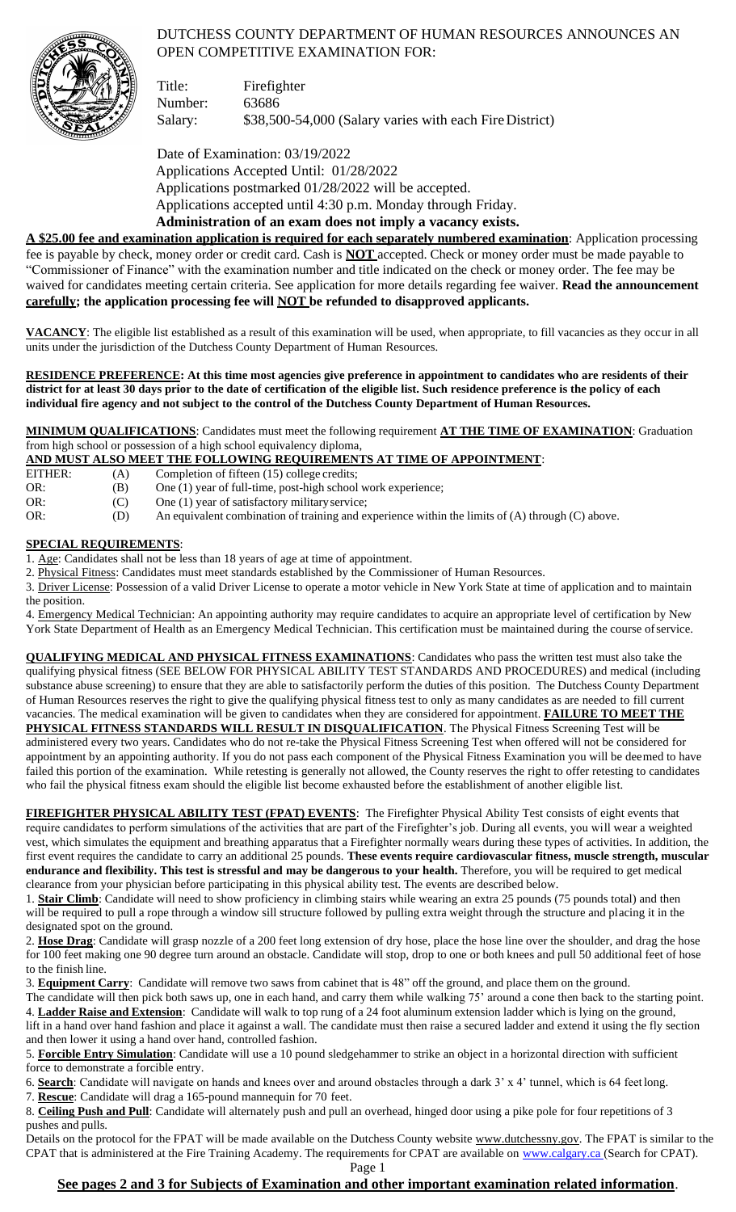# DUTCHESS COUNTY DEPARTMENT OF HUMAN RESOURCES ANNOUNCES AN OPEN COMPETITIVE EXAMINATION FOR:

Title: Firefighter
Number: 63686
Salary: $38,500-54,000 (Salary varies with each Fire District)

Date of Examination: 03/19/2022
Applications Accepted Until: 01/28/2022
Applications postmarked 01/28/2022 will be accepted.
Applications accepted until 4:30 p.m. Monday through Friday.
**Administration of an exam does not imply a vacancy exists.**

**A $25.00 fee and examination application is required for each separately numbered examination**: Application processing fee is payable by check, money order or credit card. Cash is **NOT** accepted. Check or money order must be made payable to "Commissioner of Finance" with the examination number and title indicated on the check or money order. The fee may be waived for candidates meeting certain criteria. See application for more details regarding fee waiver. **Read the announcement carefully; the application processing fee will NOT be refunded to disapproved applicants.**

**VACANCY**: The eligible list established as a result of this examination will be used, when appropriate, to fill vacancies as they occur in all units under the jurisdiction of the Dutchess County Department of Human Resources.

**RESIDENCE PREFERENCE: At this time most agencies give preference in appointment to candidates who are residents of their district for at least 30 days prior to the date of certification of the eligible list. Such residence preference is the policy of each individual fire agency and not subject to the control of the Dutchess County Department of Human Resources.**

**MINIMUM QUALIFICATIONS**: Candidates must meet the following requirement **AT THE TIME OF EXAMINATION**: Graduation from high school or possession of a high school equivalency diploma,

**AND MUST ALSO MEET THE FOLLOWING REQUIREMENTS AT TIME OF APPOINTMENT**:

| | | |
|---|---|---|
| EITHER: | (A) | Completion of fifteen (15) college credits; |
| OR: | (B) | One (1) year of full-time, post-high school work experience; |
| OR: | (C) | One (1) year of satisfactory military service; |
| OR: | (D) | An equivalent combination of training and experience within the limits of (A) through (C) above. |

**SPECIAL REQUIREMENTS**:

1. Age: Candidates shall not be less than 18 years of age at time of appointment.
2. Physical Fitness: Candidates must meet standards established by the Commissioner of Human Resources.
3. Driver License: Possession of a valid Driver License to operate a motor vehicle in New York State at time of application and to maintain the position.
4. Emergency Medical Technician: An appointing authority may require candidates to acquire an appropriate level of certification by New York State Department of Health as an Emergency Medical Technician. This certification must be maintained during the course of service.

**QUALIFYING MEDICAL AND PHYSICAL FITNESS EXAMINATIONS**: Candidates who pass the written test must also take the qualifying physical fitness (SEE BELOW FOR PHYSICAL ABILITY TEST STANDARDS AND PROCEDURES) and medical (including substance abuse screening) to ensure that they are able to satisfactorily perform the duties of this position. The Dutchess County Department of Human Resources reserves the right to give the qualifying physical fitness test to only as many candidates as are needed to fill current vacancies. The medical examination will be given to candidates when they are considered for appointment. **FAILURE TO MEET THE PHYSICAL FITNESS STANDARDS WILL RESULT IN DISQUALIFICATION**. The Physical Fitness Screening Test will be administered every two years. Candidates who do not re-take the Physical Fitness Screening Test when offered will not be considered for appointment by an appointing authority. If you do not pass each component of the Physical Fitness Examination you will be deemed to have failed this portion of the examination. While retesting is generally not allowed, the County reserves the right to offer retesting to candidates who fail the physical fitness exam should the eligible list become exhausted before the establishment of another eligible list.

**FIREFIGHTER PHYSICAL ABILITY TEST (FPAT) EVENTS**: The Firefighter Physical Ability Test consists of eight events that require candidates to perform simulations of the activities that are part of the Firefighter's job. During all events, you will wear a weighted vest, which simulates the equipment and breathing apparatus that a Firefighter normally wears during these types of activities. In addition, the first event requires the candidate to carry an additional 25 pounds. **These events require cardiovascular fitness, muscle strength, muscular endurance and flexibility. This test is stressful and may be dangerous to your health.** Therefore, you will be required to get medical clearance from your physician before participating in this physical ability test. The events are described below.

1. **Stair Climb**: Candidate will need to show proficiency in climbing stairs while wearing an extra 25 pounds (75 pounds total) and then will be required to pull a rope through a window sill structure followed by pulling extra weight through the structure and placing it in the designated spot on the ground.
2. **Hose Drag**: Candidate will grasp nozzle of a 200 feet long extension of dry hose, place the hose line over the shoulder, and drag the hose for 100 feet making one 90 degree turn around an obstacle. Candidate will stop, drop to one or both knees and pull 50 additional feet of hose to the finish line.
3. **Equipment Carry**: Candidate will remove two saws from cabinet that is 48" off the ground, and place them on the ground. The candidate will then pick both saws up, one in each hand, and carry them while walking 75' around a cone then back to the starting point.
4. **Ladder Raise and Extension**: Candidate will walk to top rung of a 24 foot aluminum extension ladder which is lying on the ground, lift in a hand over hand fashion and place it against a wall. The candidate must then raise a secured ladder and extend it using the fly section and then lower it using a hand over hand, controlled fashion.
5. **Forcible Entry Simulation**: Candidate will use a 10 pound sledgehammer to strike an object in a horizontal direction with sufficient force to demonstrate a forcible entry.
6. **Search**: Candidate will navigate on hands and knees over and around obstacles through a dark 3' x 4' tunnel, which is 64 feet long.
7. **Rescue**: Candidate will drag a 165-pound mannequin for 70 feet.
8. **Ceiling Push and Pull**: Candidate will alternately push and pull an overhead, hinged door using a pike pole for four repetitions of 3 pushes and pulls.

Details on the protocol for the FPAT will be made available on the Dutchess County website www.dutchessny.gov. The FPAT is similar to the CPAT that is administered at the Fire Training Academy. The requirements for CPAT are available on www.calgary.ca (Search for CPAT).

**See pages 2 and 3 for Subjects of Examination and other important examination related information**.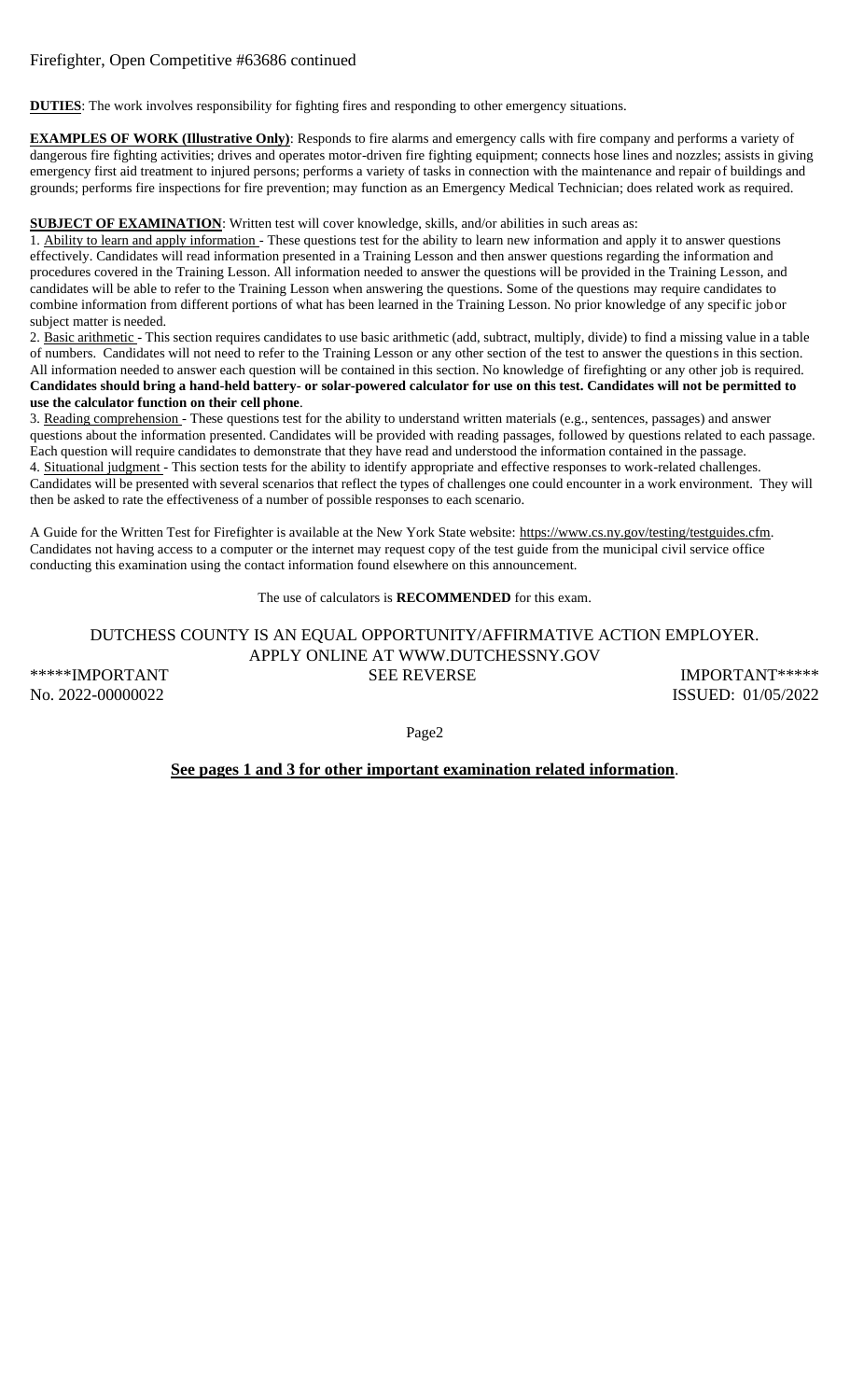Firefighter, Open Competitive #63686 continued

**DUTIES**: The work involves responsibility for fighting fires and responding to other emergency situations.

**EXAMPLES OF WORK (Illustrative Only)**: Responds to fire alarms and emergency calls with fire company and performs a variety of dangerous fire fighting activities; drives and operates motor-driven fire fighting equipment; connects hose lines and nozzles; assists in giving emergency first aid treatment to injured persons; performs a variety of tasks in connection with the maintenance and repair of buildings and grounds; performs fire inspections for fire prevention; may function as an Emergency Medical Technician; does related work as required.

**SUBJECT OF EXAMINATION**: Written test will cover knowledge, skills, and/or abilities in such areas as:

1. Ability to learn and apply information - These questions test for the ability to learn new information and apply it to answer questions effectively. Candidates will read information presented in a Training Lesson and then answer questions regarding the information and procedures covered in the Training Lesson. All information needed to answer the questions will be provided in the Training Lesson, and candidates will be able to refer to the Training Lesson when answering the questions. Some of the questions may require candidates to combine information from different portions of what has been learned in the Training Lesson. No prior knowledge of any specific job or subject matter is needed.
2. Basic arithmetic - This section requires candidates to use basic arithmetic (add, subtract, multiply, divide) to find a missing value in a table of numbers. Candidates will not need to refer to the Training Lesson or any other section of the test to answer the questions in this section. All information needed to answer each question will be contained in this section. No knowledge of firefighting or any other job is required. **Candidates should bring a hand-held battery- or solar-powered calculator for use on this test. Candidates will not be permitted to use the calculator function on their cell phone**.
3. Reading comprehension - These questions test for the ability to understand written materials (e.g., sentences, passages) and answer questions about the information presented. Candidates will be provided with reading passages, followed by questions related to each passage. Each question will require candidates to demonstrate that they have read and understood the information contained in the passage.
4. Situational judgment - This section tests for the ability to identify appropriate and effective responses to work-related challenges. Candidates will be presented with several scenarios that reflect the types of challenges one could encounter in a work environment. They will then be asked to rate the effectiveness of a number of possible responses to each scenario.

A Guide for the Written Test for Firefighter is available at the New York State website: https://www.cs.ny.gov/testing/testguides.cfm. Candidates not having access to a computer or the internet may request copy of the test guide from the municipal civil service office conducting this examination using the contact information found elsewhere on this announcement.

The use of calculators is **RECOMMENDED** for this exam.

DUTCHESS COUNTY IS AN EQUAL OPPORTUNITY/AFFIRMATIVE ACTION EMPLOYER.
APPLY ONLINE AT WWW.DUTCHESSNY.GOV

*****IMPORTANT SEE REVERSE IMPORTANT*****

No. 2022-00000022 ISSUED: 01/05/2022

**See pages 1 and 3 for other important examination related information**.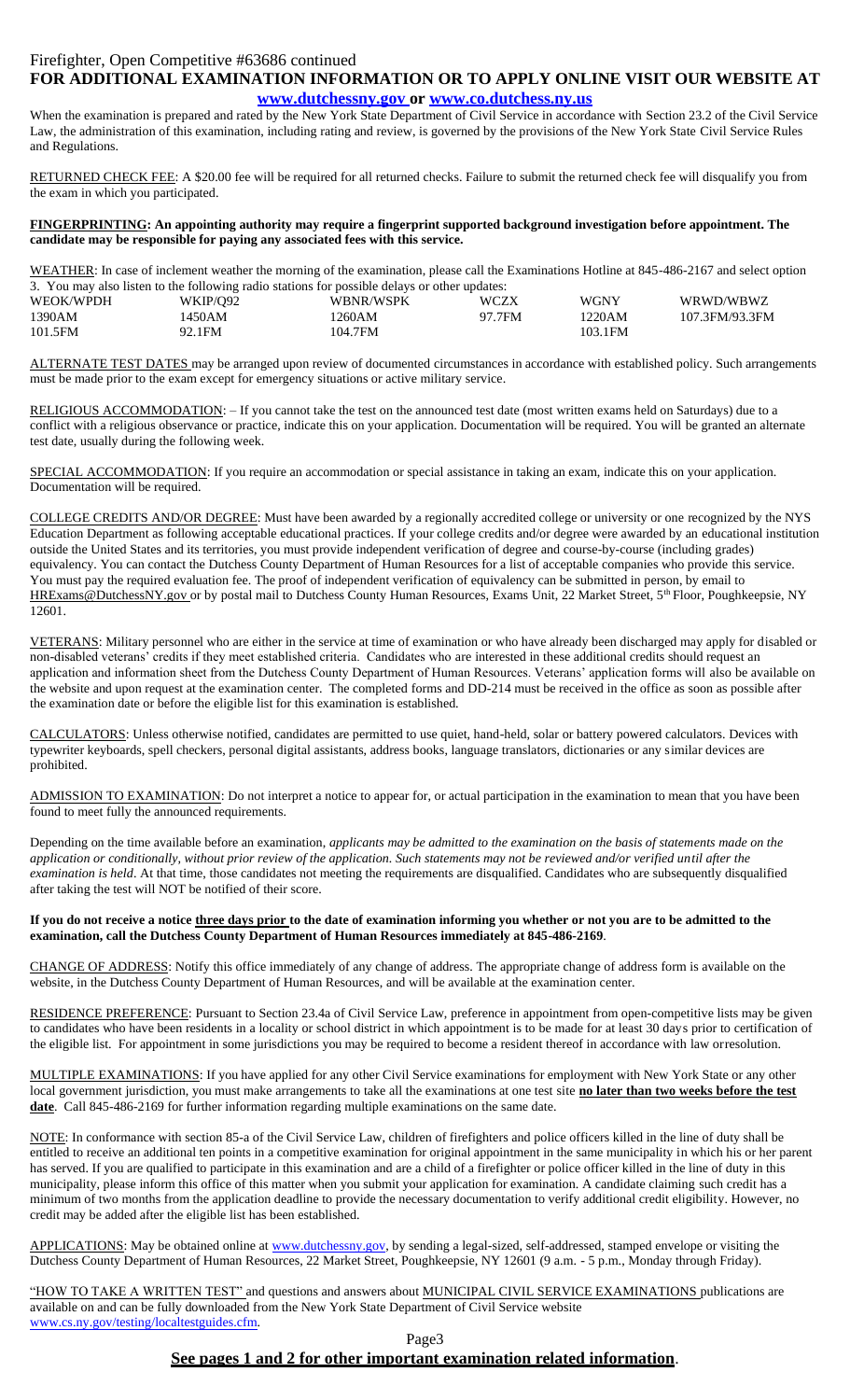Firefighter, Open Competitive #63686 continued

## FOR ADDITIONAL EXAMINATION INFORMATION OR TO APPLY ONLINE VISIT OUR WEBSITE AT [www.dutchessny.gov](www.dutchessny.gov) or [www.co.dutchess.ny.us](www.co.dutchess.ny.us)

When the examination is prepared and rated by the New York State Department of Civil Service in accordance with Section 23.2 of the Civil Service Law, the administration of this examination, including rating and review, is governed by the provisions of the New York State Civil Service Rules and Regulations.

RETURNED CHECK FEE: A $20.00 fee will be required for all returned checks. Failure to submit the returned check fee will disqualify you from the exam in which you participated.

**FINGERPRINTING: An appointing authority may require a fingerprint supported background investigation before appointment. The candidate may be responsible for paying any associated fees with this service.**

WEATHER: In case of inclement weather the morning of the examination, please call the Examinations Hotline at 845-486-2167 and select option 3. You may also listen to the following radio stations for possible delays or other updates:

| | | | | | |
|---|---|---|---|---|---|
| WEOK/WPDH | WKIP/Q92 | WBNR/WSPK | WCZX | WGNY | WRWD/WBWZ |
| 1390AM | 1450AM | 1260AM | 97.7FM | 1220AM | 107.3FM/93.3FM |
| 101.5FM | 92.1FM | 104.7FM | | 103.1FM | |

ALTERNATE TEST DATES may be arranged upon review of documented circumstances in accordance with established policy. Such arrangements must be made prior to the exam except for emergency situations or active military service.

RELIGIOUS ACCOMMODATION: – If you cannot take the test on the announced test date (most written exams held on Saturdays) due to a conflict with a religious observance or practice, indicate this on your application. Documentation will be required. You will be granted an alternate test date, usually during the following week.

SPECIAL ACCOMMODATION: If you require an accommodation or special assistance in taking an exam, indicate this on your application. Documentation will be required.

COLLEGE CREDITS AND/OR DEGREE: Must have been awarded by a regionally accredited college or university or one recognized by the NYS Education Department as following acceptable educational practices. If your college credits and/or degree were awarded by an educational institution outside the United States and its territories, you must provide independent verification of degree and course-by-course (including grades) equivalency. You can contact the Dutchess County Department of Human Resources for a list of acceptable companies who provide this service. You must pay the required evaluation fee. The proof of independent verification of equivalency can be submitted in person, by email to HRExams@DutchessNY.gov or by postal mail to Dutchess County Human Resources, Exams Unit, 22 Market Street, 5th Floor, Poughkeepsie, NY 12601.

VETERANS: Military personnel who are either in the service at time of examination or who have already been discharged may apply for disabled or non-disabled veterans' credits if they meet established criteria. Candidates who are interested in these additional credits should request an application and information sheet from the Dutchess County Department of Human Resources. Veterans' application forms will also be available on the website and upon request at the examination center. The completed forms and DD-214 must be received in the office as soon as possible after the examination date or before the eligible list for this examination is established.

CALCULATORS: Unless otherwise notified, candidates are permitted to use quiet, hand-held, solar or battery powered calculators. Devices with typewriter keyboards, spell checkers, personal digital assistants, address books, language translators, dictionaries or any similar devices are prohibited.

ADMISSION TO EXAMINATION: Do not interpret a notice to appear for, or actual participation in the examination to mean that you have been found to meet fully the announced requirements.

Depending on the time available before an examination, *applicants may be admitted to the examination on the basis of statements made on the application or conditionally, without prior review of the application. Such statements may not be reviewed and/or verified until after the examination is held*. At that time, those candidates not meeting the requirements are disqualified. Candidates who are subsequently disqualified after taking the test will NOT be notified of their score.

**If you do not receive a notice three days prior to the date of examination informing you whether or not you are to be admitted to the examination, call the Dutchess County Department of Human Resources immediately at 845-486-2169**.

CHANGE OF ADDRESS: Notify this office immediately of any change of address. The appropriate change of address form is available on the website, in the Dutchess County Department of Human Resources, and will be available at the examination center.

RESIDENCE PREFERENCE: Pursuant to Section 23.4a of Civil Service Law, preference in appointment from open-competitive lists may be given to candidates who have been residents in a locality or school district in which appointment is to be made for at least 30 days prior to certification of the eligible list. For appointment in some jurisdictions you may be required to become a resident thereof in accordance with law orresolution.

MULTIPLE EXAMINATIONS: If you have applied for any other Civil Service examinations for employment with New York State or any other local government jurisdiction, you must make arrangements to take all the examinations at one test site **no later than two weeks before the test date**. Call 845-486-2169 for further information regarding multiple examinations on the same date.

NOTE: In conformance with section 85-a of the Civil Service Law, children of firefighters and police officers killed in the line of duty shall be entitled to receive an additional ten points in a competitive examination for original appointment in the same municipality in which his or her parent has served. If you are qualified to participate in this examination and are a child of a firefighter or police officer killed in the line of duty in this municipality, please inform this office of this matter when you submit your application for examination. A candidate claiming such credit has a minimum of two months from the application deadline to provide the necessary documentation to verify additional credit eligibility. However, no credit may be added after the eligible list has been established.

APPLICATIONS: May be obtained online at [www.dutchessny.gov](www.dutchessny.gov), by sending a legal-sized, self-addressed, stamped envelope or visiting the Dutchess County Department of Human Resources, 22 Market Street, Poughkeepsie, NY 12601 (9 a.m. - 5 p.m., Monday through Friday).

"HOW TO TAKE A WRITTEN TEST" and questions and answers about MUNICIPAL CIVIL SERVICE EXAMINATIONS publications are available on and can be fully downloaded from the New York State Department of Civil Service website [www.cs.ny.gov/testing/localtestguides.cfm](www.cs.ny.gov/testing/localtestguides.cfm).

**See pages 1 and 2 for other important examination related information**.